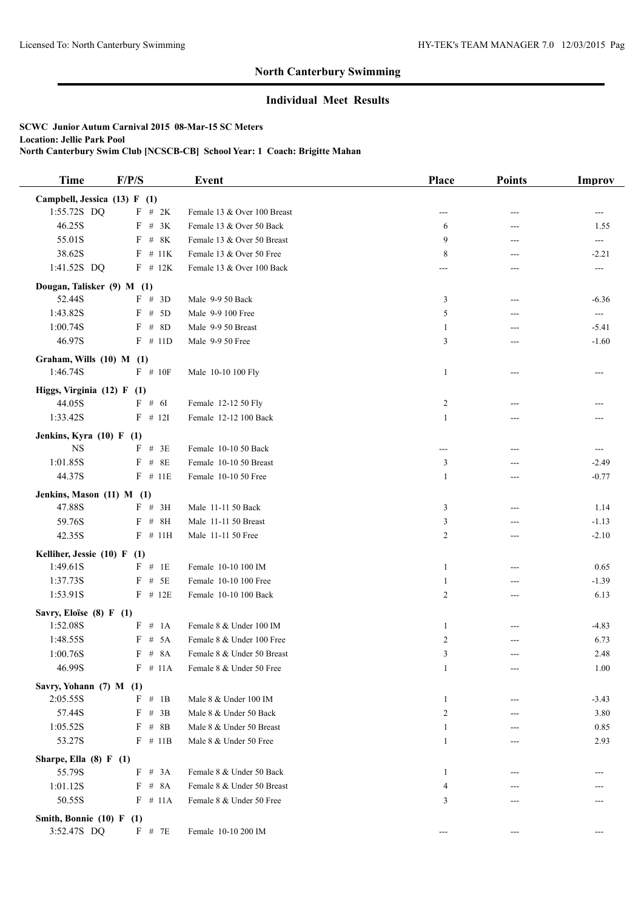## North Canterbury Swimming

### Individual Meet Results

**SCWC Junior Autum Carnival 2015 08-Mar-15 SC Meters**
**Location: Jellie Park Pool**
**North Canterbury Swim Club [NCSCB-CB] School Year: 1 Coach: Brigitte Mahan**

| Time | F/P/S | Event | Place | Points | Improv |
|---|---|---|---|---|---|
| **Campbell, Jessica (13) F (1)** | | | | | |
| 1:55.72S DQ | F # 2K | Female 13 & Over 100 Breast | --- | --- | --- |
| 46.25S | F # 3K | Female 13 & Over 50 Back | 6 | --- | 1.55 |
| 55.01S | F # 8K | Female 13 & Over 50 Breast | 9 | --- | --- |
| 38.62S | F # 11K | Female 13 & Over 50 Free | 8 | --- | -2.21 |
| 1:41.52S DQ | F # 12K | Female 13 & Over 100 Back | --- | --- | --- |
| **Dougan, Talisker (9) M (1)** | | | | | |
| 52.44S | F # 3D | Male 9-9 50 Back | 3 | --- | -6.36 |
| 1:43.82S | F # 5D | Male 9-9 100 Free | 5 | --- | --- |
| 1:00.74S | F # 8D | Male 9-9 50 Breast | 1 | --- | -5.41 |
| 46.97S | F # 11D | Male 9-9 50 Free | 3 | --- | -1.60 |
| **Graham, Wills (10) M (1)** | | | | | |
| 1:46.74S | F # 10F | Male 10-10 100 Fly | 1 | --- | --- |
| **Higgs, Virginia (12) F (1)** | | | | | |
| 44.05S | F # 6I | Female 12-12 50 Fly | 2 | --- | --- |
| 1:33.42S | F # 12I | Female 12-12 100 Back | 1 | --- | --- |
| **Jenkins, Kyra (10) F (1)** | | | | | |
| NS | F # 3E | Female 10-10 50 Back | --- | --- | --- |
| 1:01.85S | F # 8E | Female 10-10 50 Breast | 3 | --- | -2.49 |
| 44.37S | F # 11E | Female 10-10 50 Free | 1 | --- | -0.77 |
| **Jenkins, Mason (11) M (1)** | | | | | |
| 47.88S | F # 3H | Male 11-11 50 Back | 3 | --- | 1.14 |
| 59.76S | F # 8H | Male 11-11 50 Breast | 3 | --- | -1.13 |
| 42.35S | F # 11H | Male 11-11 50 Free | 2 | --- | -2.10 |
| **Kelliher, Jessie (10) F (1)** | | | | | |
| 1:49.61S | F # 1E | Female 10-10 100 IM | 1 | --- | 0.65 |
| 1:37.73S | F # 5E | Female 10-10 100 Free | 1 | --- | -1.39 |
| 1:53.91S | F # 12E | Female 10-10 100 Back | 2 | --- | 6.13 |
| **Savry, Eloïse (8) F (1)** | | | | | |
| 1:52.08S | F # 1A | Female 8 & Under 100 IM | 1 | --- | -4.83 |
| 1:48.55S | F # 5A | Female 8 & Under 100 Free | 2 | --- | 6.73 |
| 1:00.76S | F # 8A | Female 8 & Under 50 Breast | 3 | --- | 2.48 |
| 46.99S | F # 11A | Female 8 & Under 50 Free | 1 | --- | 1.00 |
| **Savry, Yohann (7) M (1)** | | | | | |
| 2:05.55S | F # 1B | Male 8 & Under 100 IM | 1 | --- | -3.43 |
| 57.44S | F # 3B | Male 8 & Under 50 Back | 2 | --- | 3.80 |
| 1:05.52S | F # 8B | Male 8 & Under 50 Breast | 1 | --- | 0.85 |
| 53.27S | F # 11B | Male 8 & Under 50 Free | 1 | --- | 2.93 |
| **Sharpe, Ella (8) F (1)** | | | | | |
| 55.79S | F # 3A | Female 8 & Under 50 Back | 1 | --- | --- |
| 1:01.12S | F # 8A | Female 8 & Under 50 Breast | 4 | --- | --- |
| 50.55S | F # 11A | Female 8 & Under 50 Free | 3 | --- | --- |
| **Smith, Bonnie (10) F (1)** | | | | | |
| 3:52.47S DQ | F # 7E | Female 10-10 200 IM | --- | --- | --- |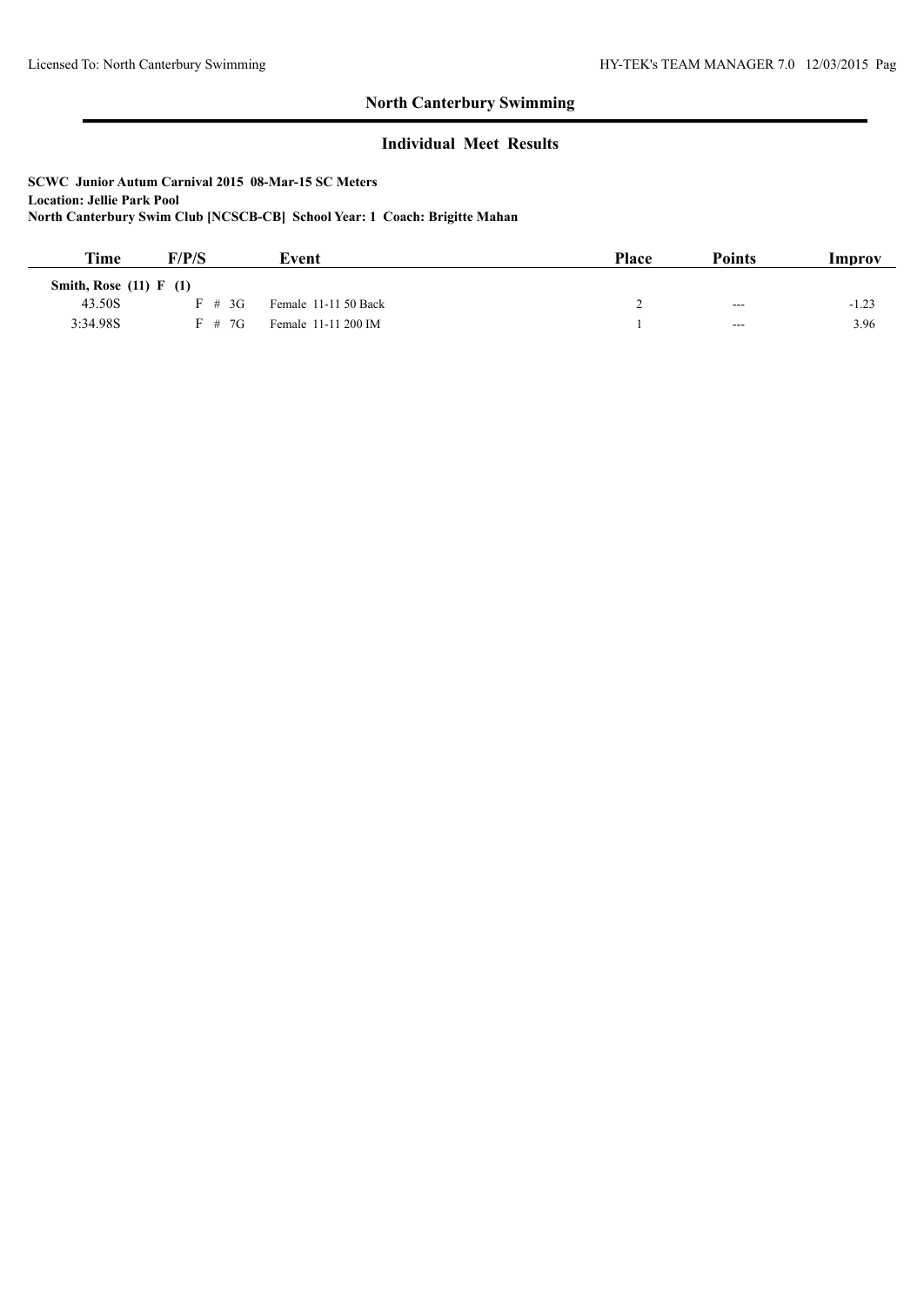## North Canterbury Swimming

### Individual Meet Results

**SCWC Junior Autum Carnival 2015 08-Mar-15 SC Meters**
**Location: Jellie Park Pool**
**North Canterbury Swim Club [NCSCB-CB] School Year: 1 Coach: Brigitte Mahan**

| Time | F/P/S | Event | Place | Points | Improv |
|---|---|---|---|---|---|
| **Smith, Rose (11) F (1)** | | | | | |
| 43.50S | F # 3G | Female 11-11 50 Back | 2 | --- | -1.23 |
| 3:34.98S | F # 7G | Female 11-11 200 IM | 1 | --- | 3.96 |